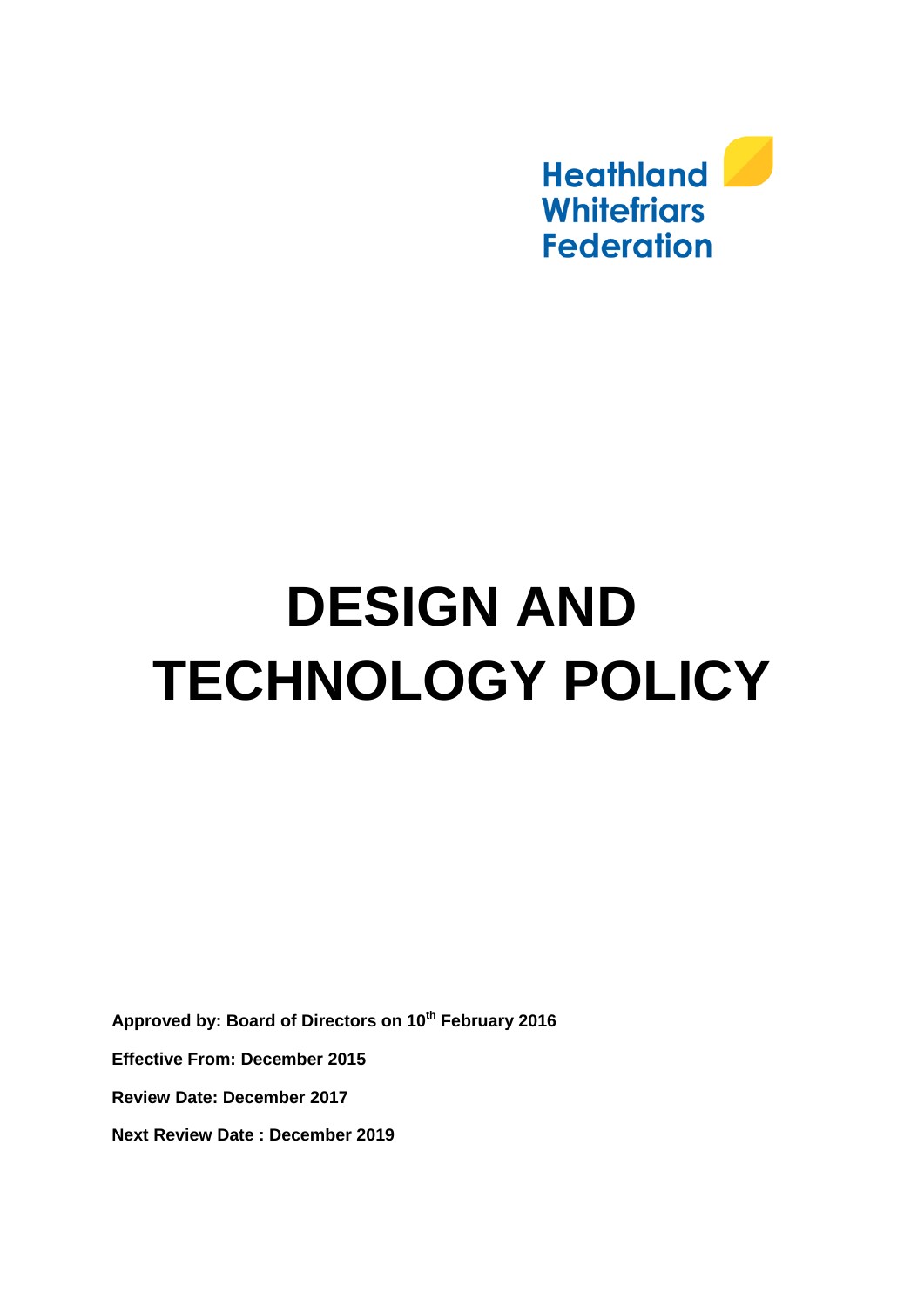Heathland Whitefriars Federation

# DESIGN AND TECHNOLOGY POLICY

**Approved by: Board of Directors on 10th February 2016**

**Effective From: December 2015**

**Review Date: December 2017**

**Next Review Date : December 2019**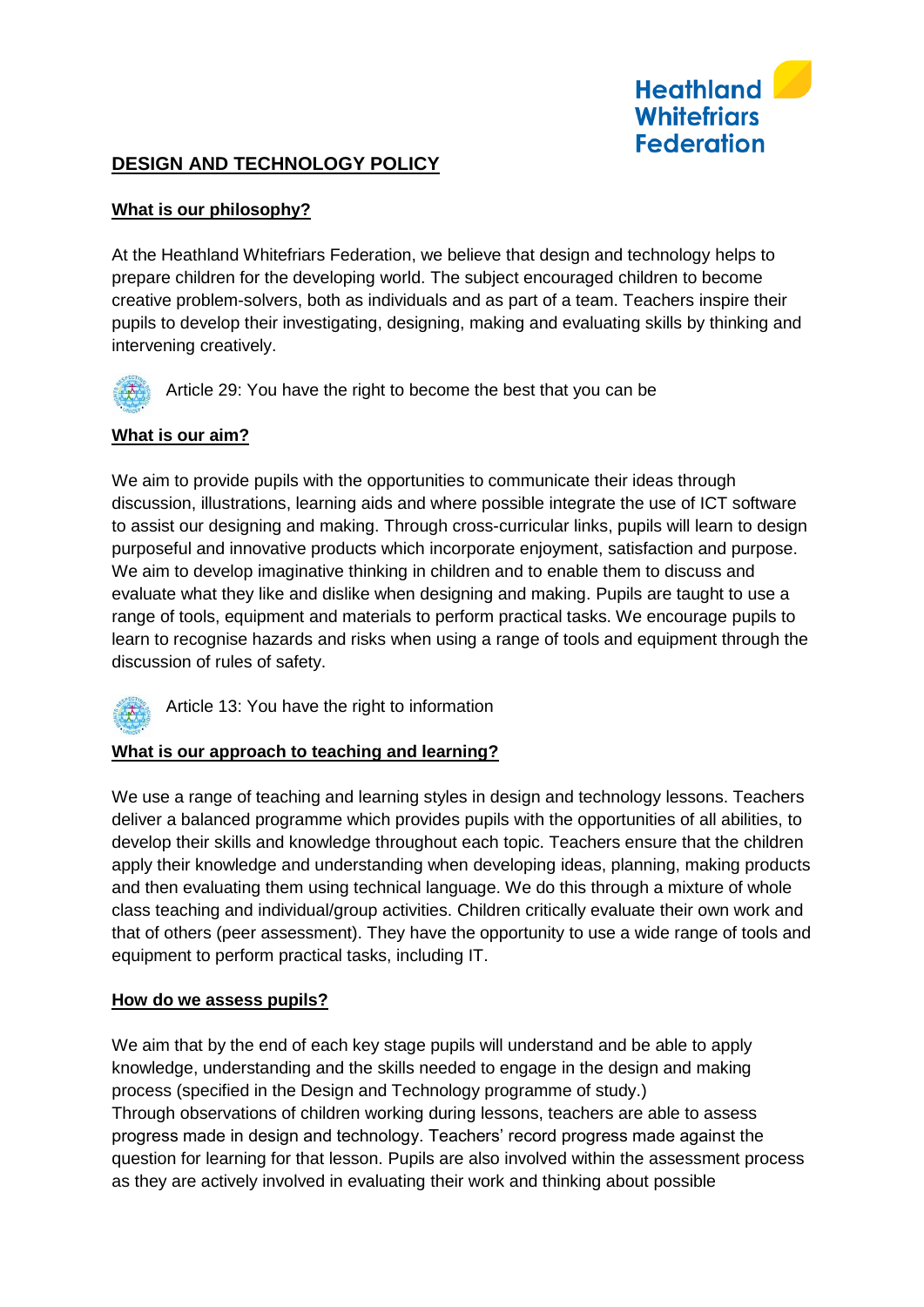Heathland Whitefriars Federation

## DESIGN AND TECHNOLOGY POLICY

### What is our philosophy?

At the Heathland Whitefriars Federation, we believe that design and technology helps to prepare children for the developing world. The subject encouraged children to become creative problem-solvers, both as individuals and as part of a team. Teachers inspire their pupils to develop their investigating, designing, making and evaluating skills by thinking and intervening creatively.

Article 29: You have the right to become the best that you can be

### What is our aim?

We aim to provide pupils with the opportunities to communicate their ideas through discussion, illustrations, learning aids and where possible integrate the use of ICT software to assist our designing and making. Through cross-curricular links, pupils will learn to design purposeful and innovative products which incorporate enjoyment, satisfaction and purpose. We aim to develop imaginative thinking in children and to enable them to discuss and evaluate what they like and dislike when designing and making. Pupils are taught to use a range of tools, equipment and materials to perform practical tasks. We encourage pupils to learn to recognise hazards and risks when using a range of tools and equipment through the discussion of rules of safety.

Article 13: You have the right to information

### What is our approach to teaching and learning?

We use a range of teaching and learning styles in design and technology lessons. Teachers deliver a balanced programme which provides pupils with the opportunities of all abilities, to develop their skills and knowledge throughout each topic. Teachers ensure that the children apply their knowledge and understanding when developing ideas, planning, making products and then evaluating them using technical language. We do this through a mixture of whole class teaching and individual/group activities. Children critically evaluate their own work and that of others (peer assessment). They have the opportunity to use a wide range of tools and equipment to perform practical tasks, including IT.

### How do we assess pupils?

We aim that by the end of each key stage pupils will understand and be able to apply knowledge, understanding and the skills needed to engage in the design and making process (specified in the Design and Technology programme of study.)
Through observations of children working during lessons, teachers are able to assess progress made in design and technology. Teachers' record progress made against the question for learning for that lesson. Pupils are also involved within the assessment process as they are actively involved in evaluating their work and thinking about possible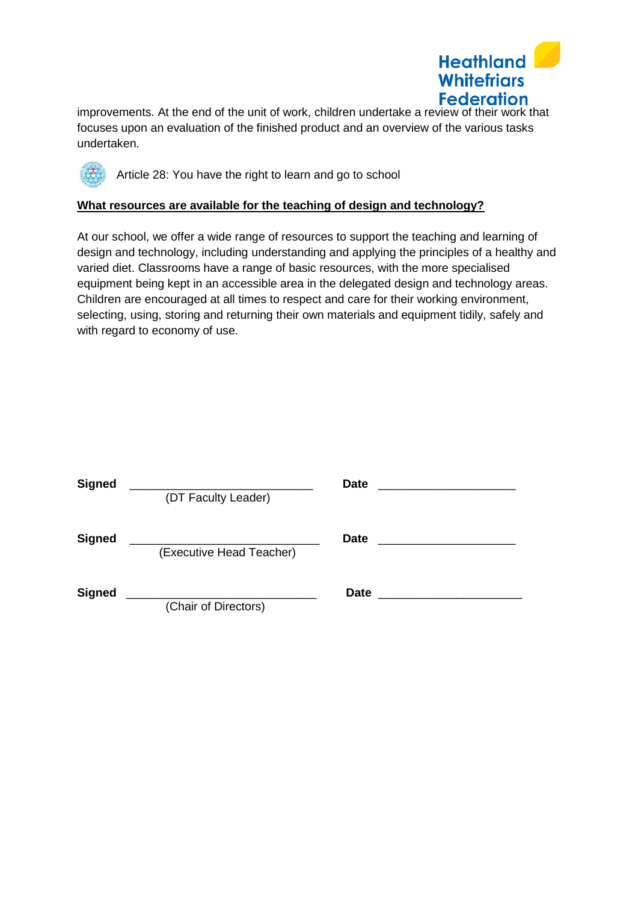improvements. At the end of the unit of work, children undertake a review of their work that focuses upon an evaluation of the finished product and an overview of the various tasks undertaken.

Article 28: You have the right to learn and go to school

**What resources are available for the teaching of design and technology?**

At our school, we offer a wide range of resources to support the teaching and learning of design and technology, including understanding and applying the principles of a healthy and varied diet. Classrooms have a range of basic resources, with the more specialised equipment being kept in an accessible area in the delegated design and technology areas. Children are encouraged at all times to respect and care for their working environment, selecting, using, storing and returning their own materials and equipment tidily, safely and with regard to economy of use.

**Signed** ____________________________ **Date** ____________________
(DT Faculty Leader)

**Signed** ____________________________ **Date** ____________________
(Executive Head Teacher)

**Signed** ____________________________ **Date** ____________________
(Chair of Directors)